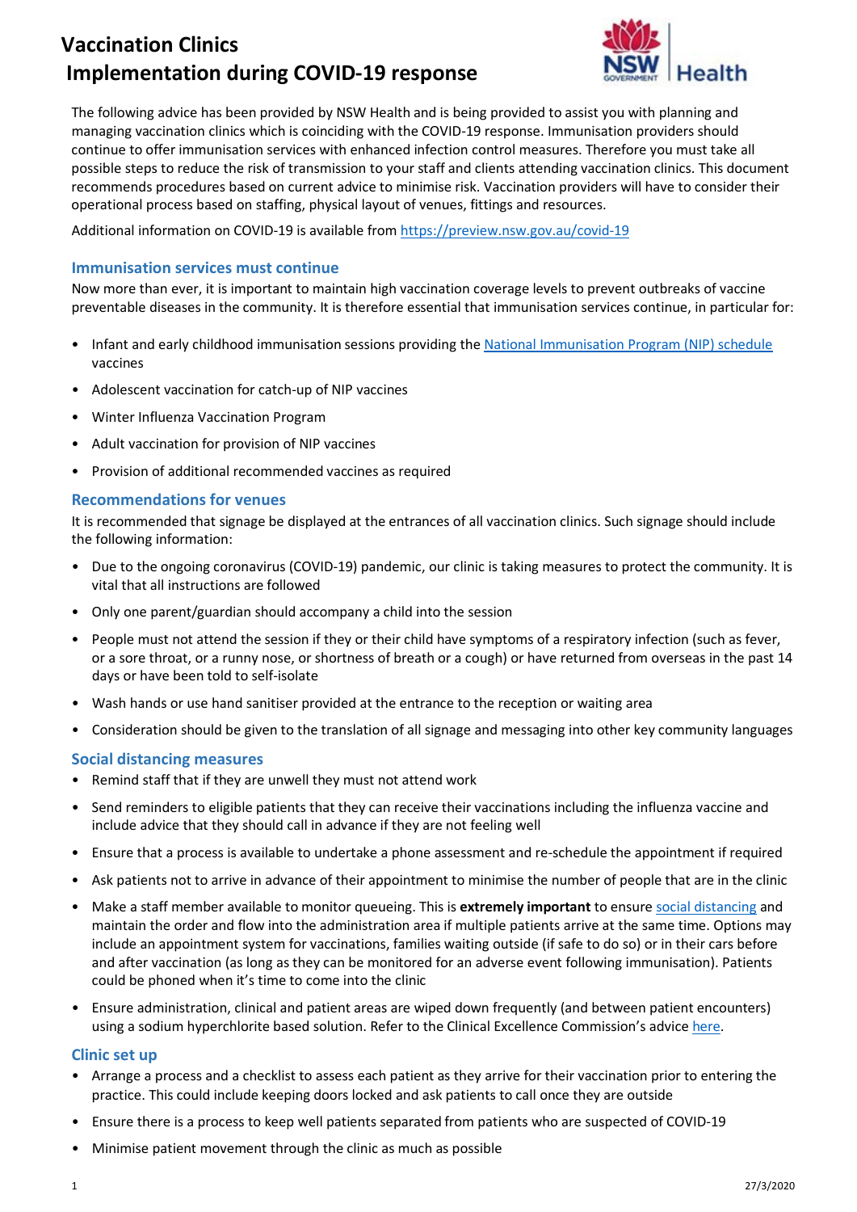# Vaccination Clinics
# Implementation during COVID-19 response

The following advice has been provided by NSW Health and is being provided to assist you with planning and managing vaccination clinics which is coinciding with the COVID-19 response. Immunisation providers should continue to offer immunisation services with enhanced infection control measures. Therefore you must take all possible steps to reduce the risk of transmission to your staff and clients attending vaccination clinics. This document recommends procedures based on current advice to minimise risk. Vaccination providers will have to consider their operational process based on staffing, physical layout of venues, fittings and resources.

Additional information on COVID-19 is available from https://preview.nsw.gov.au/covid-19

## Immunisation services must continue

Now more than ever, it is important to maintain high vaccination coverage levels to prevent outbreaks of vaccine preventable diseases in the community. It is therefore essential that immunisation services continue, in particular for:

- Infant and early childhood immunisation sessions providing the National Immunisation Program (NIP) schedule vaccines
- Adolescent vaccination for catch-up of NIP vaccines
- Winter Influenza Vaccination Program
- Adult vaccination for provision of NIP vaccines
- Provision of additional recommended vaccines as required

## Recommendations for venues

It is recommended that signage be displayed at the entrances of all vaccination clinics. Such signage should include the following information:

- Due to the ongoing coronavirus (COVID-19) pandemic, our clinic is taking measures to protect the community. It is vital that all instructions are followed
- Only one parent/guardian should accompany a child into the session
- People must not attend the session if they or their child have symptoms of a respiratory infection (such as fever, or a sore throat, or a runny nose, or shortness of breath or a cough) or have returned from overseas in the past 14 days or have been told to self-isolate
- Wash hands or use hand sanitiser provided at the entrance to the reception or waiting area
- Consideration should be given to the translation of all signage and messaging into other key community languages

## Social distancing measures

- Remind staff that if they are unwell they must not attend work
- Send reminders to eligible patients that they can receive their vaccinations including the influenza vaccine and include advice that they should call in advance if they are not feeling well
- Ensure that a process is available to undertake a phone assessment and re-schedule the appointment if required
- Ask patients not to arrive in advance of their appointment to minimise the number of people that are in the clinic
- Make a staff member available to monitor queueing. This is **extremely important** to ensure social distancing and maintain the order and flow into the administration area if multiple patients arrive at the same time. Options may include an appointment system for vaccinations, families waiting outside (if safe to do so) or in their cars before and after vaccination (as long as they can be monitored for an adverse event following immunisation). Patients could be phoned when it's time to come into the clinic
- Ensure administration, clinical and patient areas are wiped down frequently (and between patient encounters) using a sodium hyperchlorite based solution. Refer to the Clinical Excellence Commission's advice here.

## Clinic set up

- Arrange a process and a checklist to assess each patient as they arrive for their vaccination prior to entering the practice. This could include keeping doors locked and ask patients to call once they are outside
- Ensure there is a process to keep well patients separated from patients who are suspected of COVID-19
- Minimise patient movement through the clinic as much as possible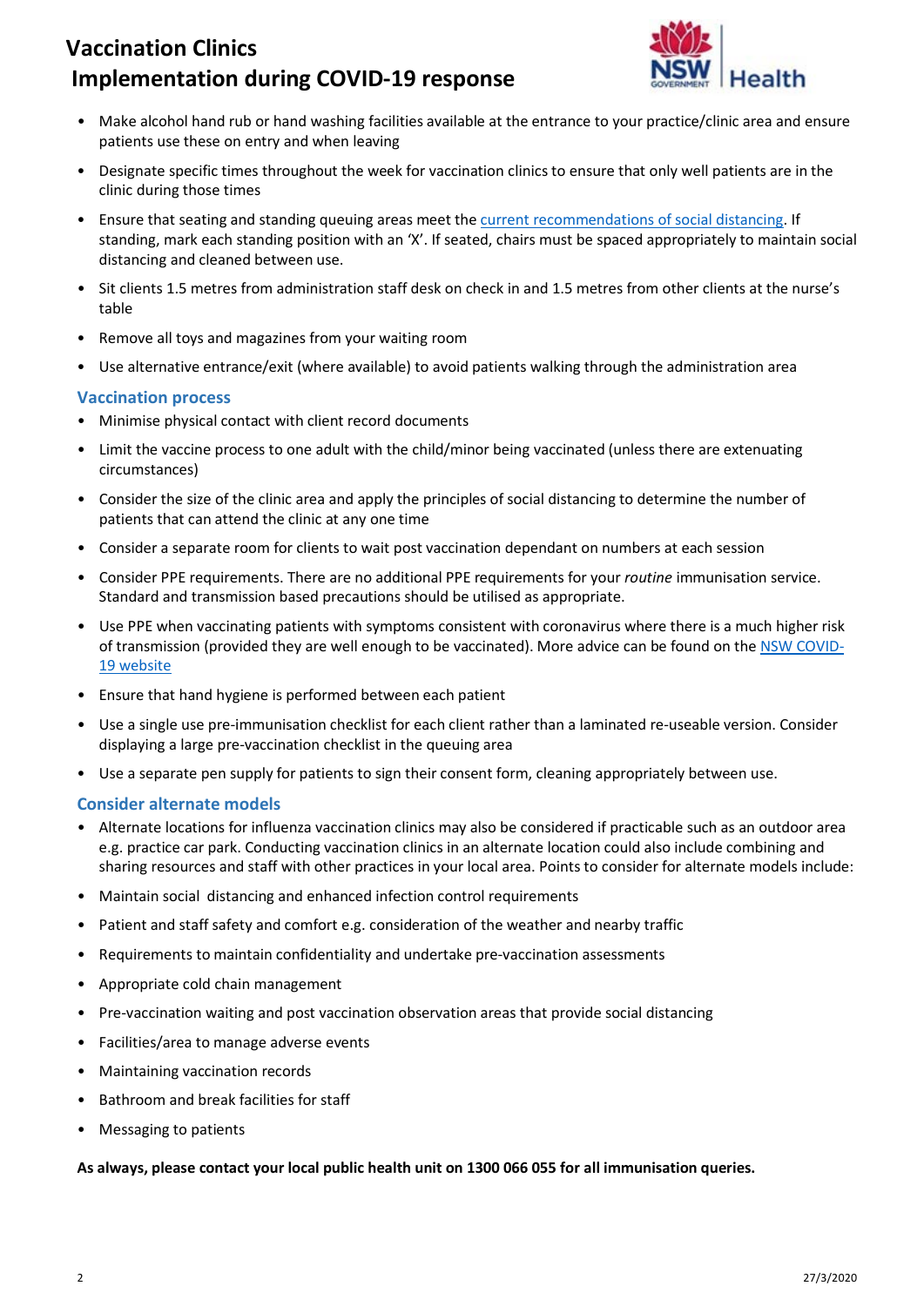- Make alcohol hand rub or hand washing facilities available at the entrance to your practice/clinic area and ensure patients use these on entry and when leaving
- Designate specific times throughout the week for vaccination clinics to ensure that only well patients are in the clinic during those times
- Ensure that seating and standing queuing areas meet the current recommendations of social distancing. If standing, mark each standing position with an 'X'. If seated, chairs must be spaced appropriately to maintain social distancing and cleaned between use.
- Sit clients 1.5 metres from administration staff desk on check in and 1.5 metres from other clients at the nurse's table
- Remove all toys and magazines from your waiting room
- Use alternative entrance/exit (where available) to avoid patients walking through the administration area

## Vaccination process

- Minimise physical contact with client record documents
- Limit the vaccine process to one adult with the child/minor being vaccinated (unless there are extenuating circumstances)
- Consider the size of the clinic area and apply the principles of social distancing to determine the number of patients that can attend the clinic at any one time
- Consider a separate room for clients to wait post vaccination dependant on numbers at each session
- Consider PPE requirements. There are no additional PPE requirements for your *routine* immunisation service. Standard and transmission based precautions should be utilised as appropriate.
- Use PPE when vaccinating patients with symptoms consistent with coronavirus where there is a much higher risk of transmission (provided they are well enough to be vaccinated). More advice can be found on the NSW COVID-19 website
- Ensure that hand hygiene is performed between each patient
- Use a single use pre-immunisation checklist for each client rather than a laminated re-useable version. Consider displaying a large pre-vaccination checklist in the queuing area
- Use a separate pen supply for patients to sign their consent form, cleaning appropriately between use.

## Consider alternate models

- Alternate locations for influenza vaccination clinics may also be considered if practicable such as an outdoor area e.g. practice car park. Conducting vaccination clinics in an alternate location could also include combining and sharing resources and staff with other practices in your local area. Points to consider for alternate models include:
- Maintain social distancing and enhanced infection control requirements
- Patient and staff safety and comfort e.g. consideration of the weather and nearby traffic
- Requirements to maintain confidentiality and undertake pre-vaccination assessments
- Appropriate cold chain management
- Pre-vaccination waiting and post vaccination observation areas that provide social distancing
- Facilities/area to manage adverse events
- Maintaining vaccination records
- Bathroom and break facilities for staff
- Messaging to patients

**As always, please contact your local public health unit on 1300 066 055 for all immunisation queries.**